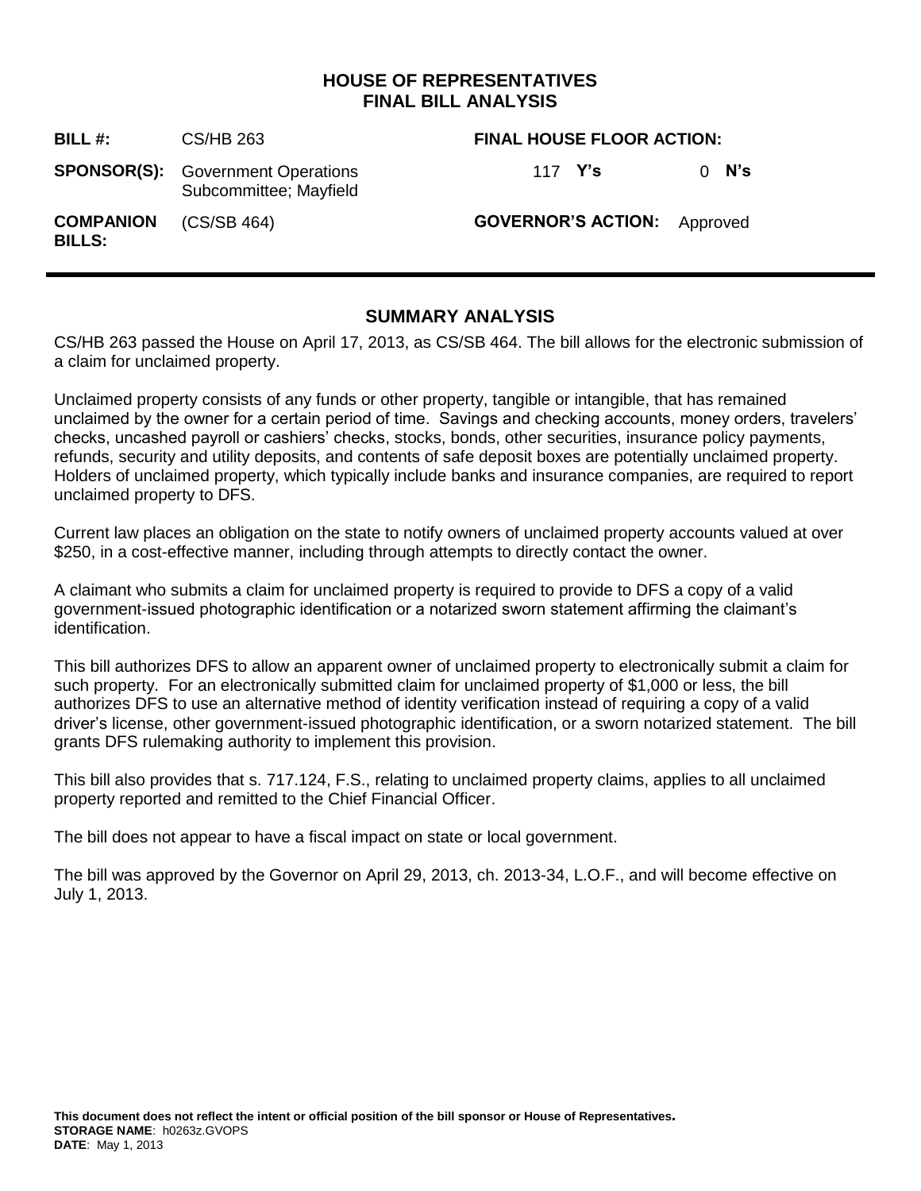# HOUSE OF REPRESENTATIVES
# FINAL BILL ANALYSIS

| | | | |
|---|---|---|---|
| **BILL #:** | CS/HB 263 | **FINAL HOUSE FLOOR ACTION:** | |
| **SPONSOR(S):** | Government Operations Subcommittee; Mayfield | 117 **Y's** | 0 **N's** |
| **COMPANION BILLS:** | (CS/SB 464) | **GOVERNOR'S ACTION:** | Approved |

## SUMMARY ANALYSIS

CS/HB 263 passed the House on April 17, 2013, as CS/SB 464. The bill allows for the electronic submission of a claim for unclaimed property.

Unclaimed property consists of any funds or other property, tangible or intangible, that has remained unclaimed by the owner for a certain period of time. Savings and checking accounts, money orders, travelers' checks, uncashed payroll or cashiers' checks, stocks, bonds, other securities, insurance policy payments, refunds, security and utility deposits, and contents of safe deposit boxes are potentially unclaimed property. Holders of unclaimed property, which typically include banks and insurance companies, are required to report unclaimed property to DFS.

Current law places an obligation on the state to notify owners of unclaimed property accounts valued at over $250, in a cost-effective manner, including through attempts to directly contact the owner.

A claimant who submits a claim for unclaimed property is required to provide to DFS a copy of a valid government-issued photographic identification or a notarized sworn statement affirming the claimant's identification.

This bill authorizes DFS to allow an apparent owner of unclaimed property to electronically submit a claim for such property. For an electronically submitted claim for unclaimed property of $1,000 or less, the bill authorizes DFS to use an alternative method of identity verification instead of requiring a copy of a valid driver's license, other government-issued photographic identification, or a sworn notarized statement. The bill grants DFS rulemaking authority to implement this provision.

This bill also provides that s. 717.124, F.S., relating to unclaimed property claims, applies to all unclaimed property reported and remitted to the Chief Financial Officer.

The bill does not appear to have a fiscal impact on state or local government.

The bill was approved by the Governor on April 29, 2013, ch. 2013-34, L.O.F., and will become effective on July 1, 2013.

**This document does not reflect the intent or official position of the bill sponsor or House of Representatives.**
**STORAGE NAME**: h0263z.GVOPS
**DATE**: May 1, 2013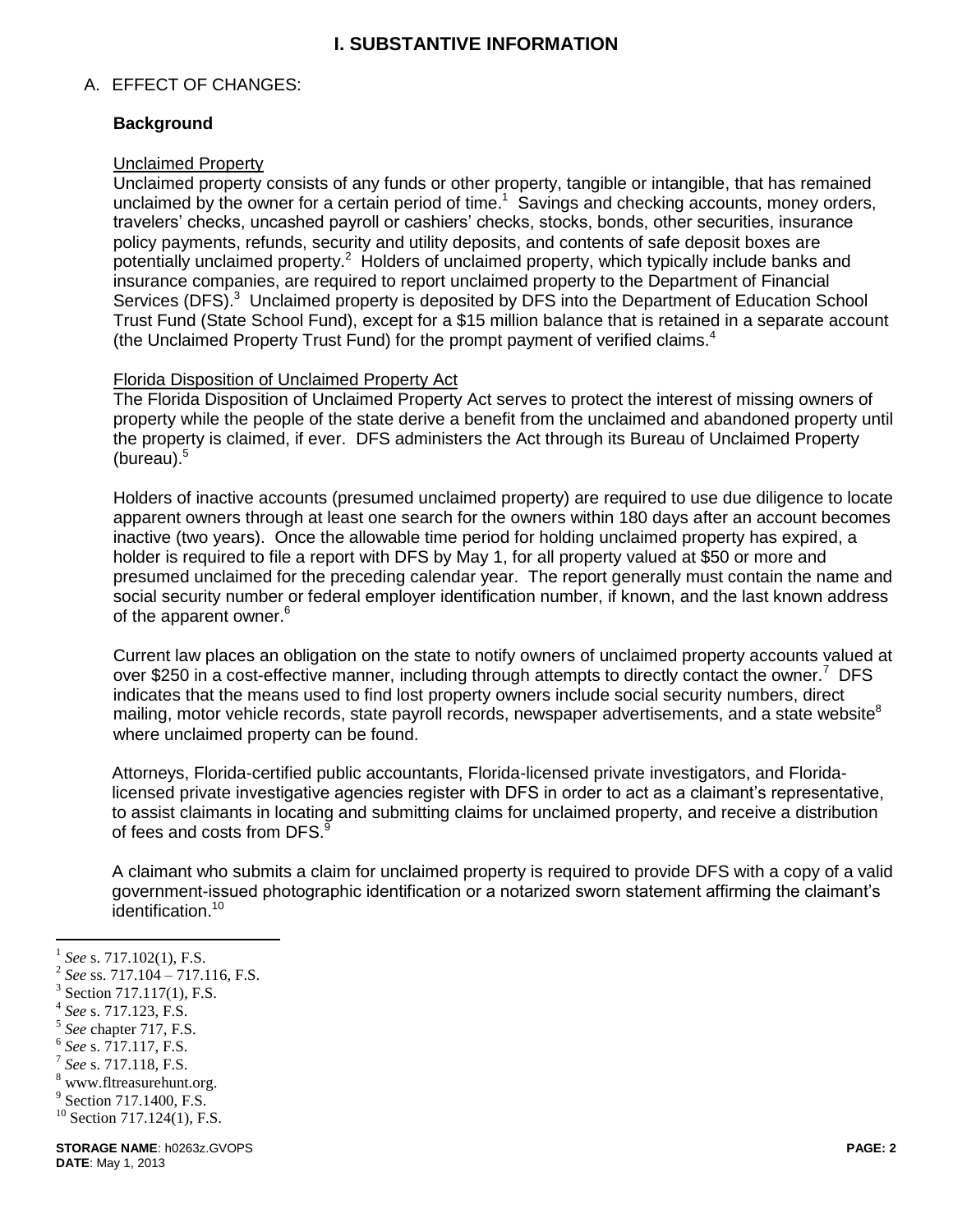# I. SUBSTANTIVE INFORMATION

## A. EFFECT OF CHANGES:

### Background

Unclaimed Property

Unclaimed property consists of any funds or other property, tangible or intangible, that has remained unclaimed by the owner for a certain period of time.[1] Savings and checking accounts, money orders, travelers' checks, uncashed payroll or cashiers' checks, stocks, bonds, other securities, insurance policy payments, refunds, security and utility deposits, and contents of safe deposit boxes are potentially unclaimed property.[2] Holders of unclaimed property, which typically include banks and insurance companies, are required to report unclaimed property to the Department of Financial Services (DFS).[3] Unclaimed property is deposited by DFS into the Department of Education School Trust Fund (State School Fund), except for a $15 million balance that is retained in a separate account (the Unclaimed Property Trust Fund) for the prompt payment of verified claims.[4]

Florida Disposition of Unclaimed Property Act

The Florida Disposition of Unclaimed Property Act serves to protect the interest of missing owners of property while the people of the state derive a benefit from the unclaimed and abandoned property until the property is claimed, if ever. DFS administers the Act through its Bureau of Unclaimed Property (bureau).[5]

Holders of inactive accounts (presumed unclaimed property) are required to use due diligence to locate apparent owners through at least one search for the owners within 180 days after an account becomes inactive (two years). Once the allowable time period for holding unclaimed property has expired, a holder is required to file a report with DFS by May 1, for all property valued at $50 or more and presumed unclaimed for the preceding calendar year. The report generally must contain the name and social security number or federal employer identification number, if known, and the last known address of the apparent owner.[6]

Current law places an obligation on the state to notify owners of unclaimed property accounts valued at over $250 in a cost-effective manner, including through attempts to directly contact the owner.[7] DFS indicates that the means used to find lost property owners include social security numbers, direct mailing, motor vehicle records, state payroll records, newspaper advertisements, and a state website[8] where unclaimed property can be found.

Attorneys, Florida-certified public accountants, Florida-licensed private investigators, and Florida-licensed private investigative agencies register with DFS in order to act as a claimant's representative, to assist claimants in locating and submitting claims for unclaimed property, and receive a distribution of fees and costs from DFS.[9]

A claimant who submits a claim for unclaimed property is required to provide DFS with a copy of a valid government-issued photographic identification or a notarized sworn statement affirming the claimant's identification.[10]

---

[1] *See* s. 717.102(1), F.S.
[2] *See* ss. 717.104 – 717.116, F.S.
[3] Section 717.117(1), F.S.
[4] *See* s. 717.123, F.S.
[5] *See* chapter 717, F.S.
[6] *See* s. 717.117, F.S.
[7] *See* s. 717.118, F.S.
[8] www.fltreasurehunt.org.
[9] Section 717.1400, F.S.
[10] Section 717.124(1), F.S.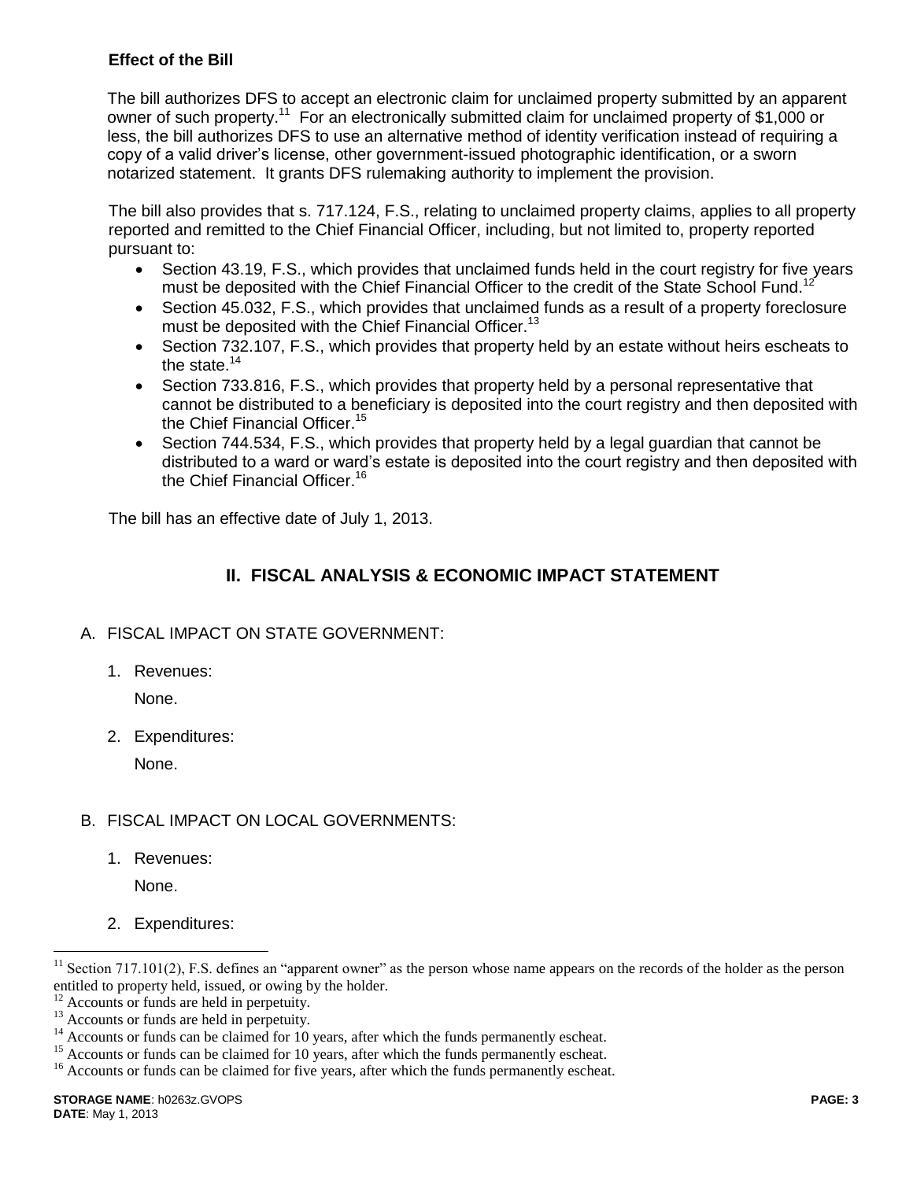**Effect of the Bill**

The bill authorizes DFS to accept an electronic claim for unclaimed property submitted by an apparent owner of such property.[11] For an electronically submitted claim for unclaimed property of $1,000 or less, the bill authorizes DFS to use an alternative method of identity verification instead of requiring a copy of a valid driver's license, other government-issued photographic identification, or a sworn notarized statement. It grants DFS rulemaking authority to implement the provision.

The bill also provides that s. 717.124, F.S., relating to unclaimed property claims, applies to all property reported and remitted to the Chief Financial Officer, including, but not limited to, property reported pursuant to:

- Section 43.19, F.S., which provides that unclaimed funds held in the court registry for five years must be deposited with the Chief Financial Officer to the credit of the State School Fund.[12]
- Section 45.032, F.S., which provides that unclaimed funds as a result of a property foreclosure must be deposited with the Chief Financial Officer.[13]
- Section 732.107, F.S., which provides that property held by an estate without heirs escheats to the state.[14]
- Section 733.816, F.S., which provides that property held by a personal representative that cannot be distributed to a beneficiary is deposited into the court registry and then deposited with the Chief Financial Officer.[15]
- Section 744.534, F.S., which provides that property held by a legal guardian that cannot be distributed to a ward or ward's estate is deposited into the court registry and then deposited with the Chief Financial Officer.[16]

The bill has an effective date of July 1, 2013.

## II. FISCAL ANALYSIS & ECONOMIC IMPACT STATEMENT

A. FISCAL IMPACT ON STATE GOVERNMENT:

1. Revenues:

   None.

2. Expenditures:

   None.

B. FISCAL IMPACT ON LOCAL GOVERNMENTS:

1. Revenues:

   None.

2. Expenditures:

---

[11] Section 717.101(2), F.S. defines an "apparent owner" as the person whose name appears on the records of the holder as the person entitled to property held, issued, or owing by the holder.

[12] Accounts or funds are held in perpetuity.

[13] Accounts or funds are held in perpetuity.

[14] Accounts or funds can be claimed for 10 years, after which the funds permanently escheat.

[15] Accounts or funds can be claimed for 10 years, after which the funds permanently escheat.

[16] Accounts or funds can be claimed for five years, after which the funds permanently escheat.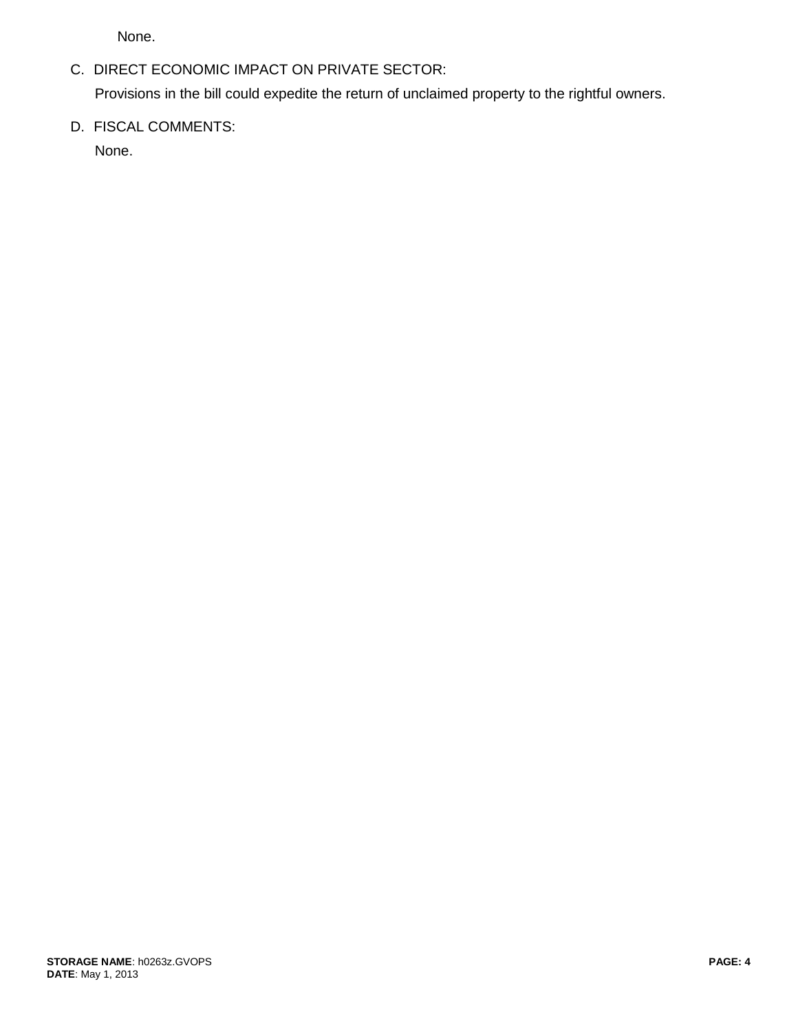None.

C. DIRECT ECONOMIC IMPACT ON PRIVATE SECTOR:

Provisions in the bill could expedite the return of unclaimed property to the rightful owners.

D. FISCAL COMMENTS:

None.